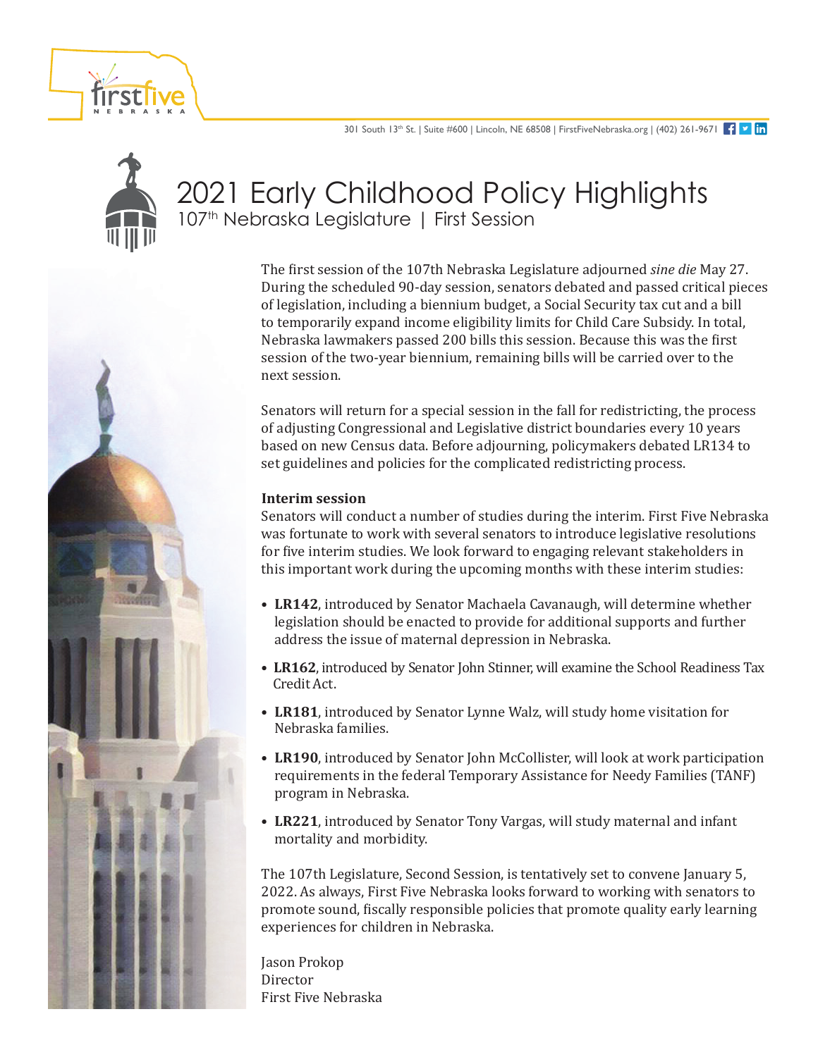301 South 13th St. | Suite #600 | Lincoln, NE 68508 | FirstFiveNebraska.org | (402) 261-9671

# 2021 Early Childhood Policy Highlights

## 107th Nebraska Legislature | First Session

The first session of the 107th Nebraska Legislature adjourned *sine die* May 27. During the scheduled 90-day session, senators debated and passed critical pieces of legislation, including a biennium budget, a Social Security tax cut and a bill to temporarily expand income eligibility limits for Child Care Subsidy. In total, Nebraska lawmakers passed 200 bills this session. Because this was the first session of the two-year biennium, remaining bills will be carried over to the next session.

Senators will return for a special session in the fall for redistricting, the process of adjusting Congressional and Legislative district boundaries every 10 years based on new Census data. Before adjourning, policymakers debated LR134 to set guidelines and policies for the complicated redistricting process.

**Interim session**

Senators will conduct a number of studies during the interim. First Five Nebraska was fortunate to work with several senators to introduce legislative resolutions for five interim studies. We look forward to engaging relevant stakeholders in this important work during the upcoming months with these interim studies:

- **LR142**, introduced by Senator Machaela Cavanaugh, will determine whether legislation should be enacted to provide for additional supports and further address the issue of maternal depression in Nebraska.
- **LR162**, introduced by Senator John Stinner, will examine the School Readiness Tax Credit Act.
- **LR181**, introduced by Senator Lynne Walz, will study home visitation for Nebraska families.
- **LR190**, introduced by Senator John McCollister, will look at work participation requirements in the federal Temporary Assistance for Needy Families (TANF) program in Nebraska.
- **LR221**, introduced by Senator Tony Vargas, will study maternal and infant mortality and morbidity.

The 107th Legislature, Second Session, is tentatively set to convene January 5, 2022. As always, First Five Nebraska looks forward to working with senators to promote sound, fiscally responsible policies that promote quality early learning experiences for children in Nebraska.

Jason Prokop
Director
First Five Nebraska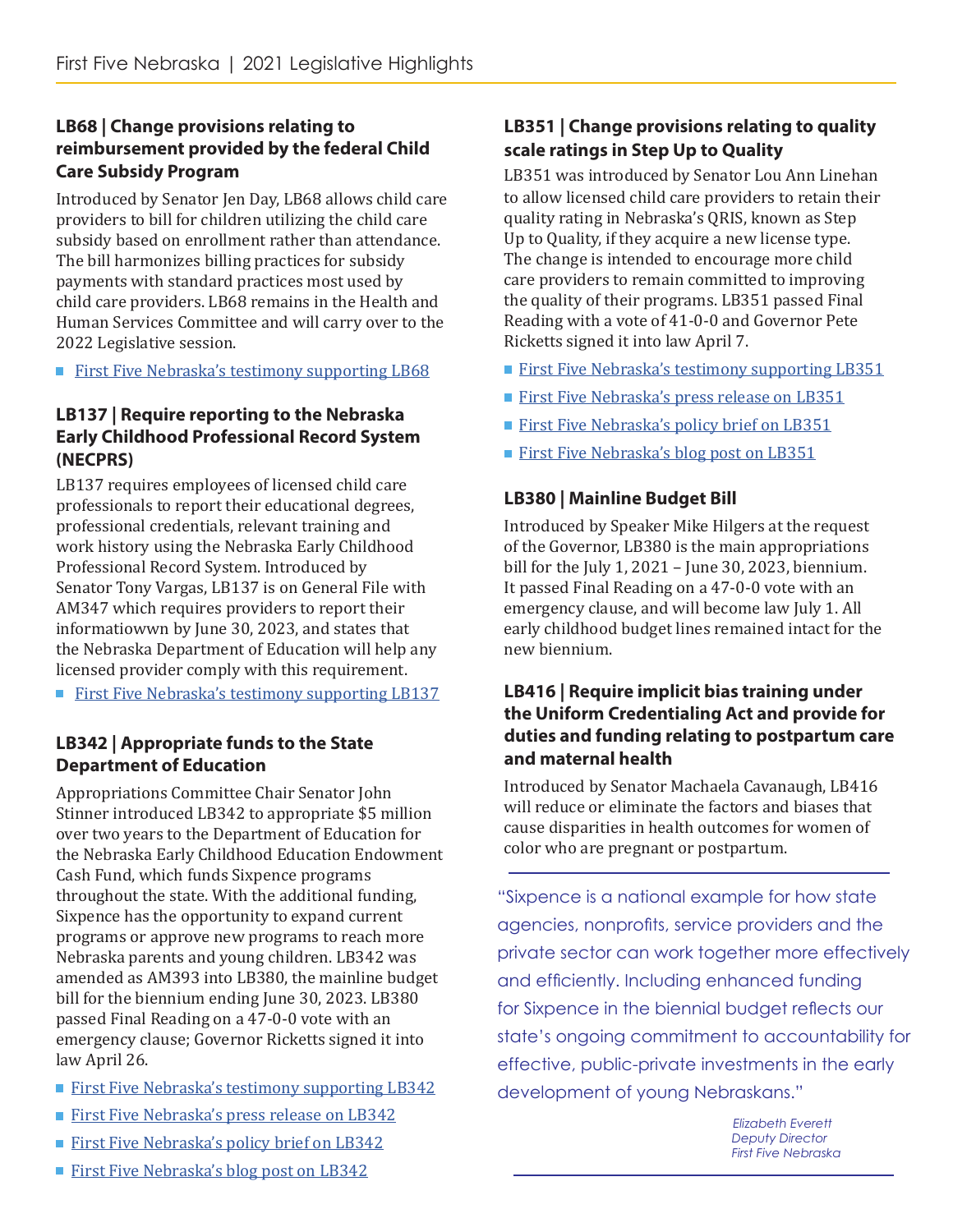### LB68 | Change provisions relating to reimbursement provided by the federal Child Care Subsidy Program

Introduced by Senator Jen Day, LB68 allows child care providers to bill for children utilizing the child care subsidy based on enrollment rather than attendance. The bill harmonizes billing practices for subsidy payments with standard practices most used by child care providers. LB68 remains in the Health and Human Services Committee and will carry over to the 2022 Legislative session.

- First Five Nebraska's testimony supporting LB68

### LB137 | Require reporting to the Nebraska Early Childhood Professional Record System (NECPRS)

LB137 requires employees of licensed child care professionals to report their educational degrees, professional credentials, relevant training and work history using the Nebraska Early Childhood Professional Record System. Introduced by Senator Tony Vargas, LB137 is on General File with AM347 which requires providers to report their informatiowwn by June 30, 2023, and states that the Nebraska Department of Education will help any licensed provider comply with this requirement.

- First Five Nebraska's testimony supporting LB137

### LB342 | Appropriate funds to the State Department of Education

Appropriations Committee Chair Senator John Stinner introduced LB342 to appropriate $5 million over two years to the Department of Education for the Nebraska Early Childhood Education Endowment Cash Fund, which funds Sixpence programs throughout the state. With the additional funding, Sixpence has the opportunity to expand current programs or approve new programs to reach more Nebraska parents and young children. LB342 was amended as AM393 into LB380, the mainline budget bill for the biennium ending June 30, 2023. LB380 passed Final Reading on a 47-0-0 vote with an emergency clause; Governor Ricketts signed it into law April 26.

- First Five Nebraska's testimony supporting LB342
- First Five Nebraska's press release on LB342
- First Five Nebraska's policy brief on LB342
- First Five Nebraska's blog post on LB342

### LB351 | Change provisions relating to quality scale ratings in Step Up to Quality

LB351 was introduced by Senator Lou Ann Linehan to allow licensed child care providers to retain their quality rating in Nebraska's QRIS, known as Step Up to Quality, if they acquire a new license type. The change is intended to encourage more child care providers to remain committed to improving the quality of their programs. LB351 passed Final Reading with a vote of 41-0-0 and Governor Pete Ricketts signed it into law April 7.

- First Five Nebraska's testimony supporting LB351
- First Five Nebraska's press release on LB351
- First Five Nebraska's policy brief on LB351
- First Five Nebraska's blog post on LB351

### LB380 | Mainline Budget Bill

Introduced by Speaker Mike Hilgers at the request of the Governor, LB380 is the main appropriations bill for the July 1, 2021 – June 30, 2023, biennium. It passed Final Reading on a 47-0-0 vote with an emergency clause, and will become law July 1. All early childhood budget lines remained intact for the new biennium.

### LB416 | Require implicit bias training under the Uniform Credentialing Act and provide for duties and funding relating to postpartum care and maternal health

Introduced by Senator Machaela Cavanaugh, LB416 will reduce or eliminate the factors and biases that cause disparities in health outcomes for women of color who are pregnant or postpartum.

---

"Sixpence is a national example for how state agencies, nonprofits, service providers and the private sector can work together more effectively and efficiently. Including enhanced funding for Sixpence in the biennial budget reflects our state's ongoing commitment to accountability for effective, public-private investments in the early development of young Nebraskans."

*Elizabeth Everett*
*Deputy Director*
*First Five Nebraska*

---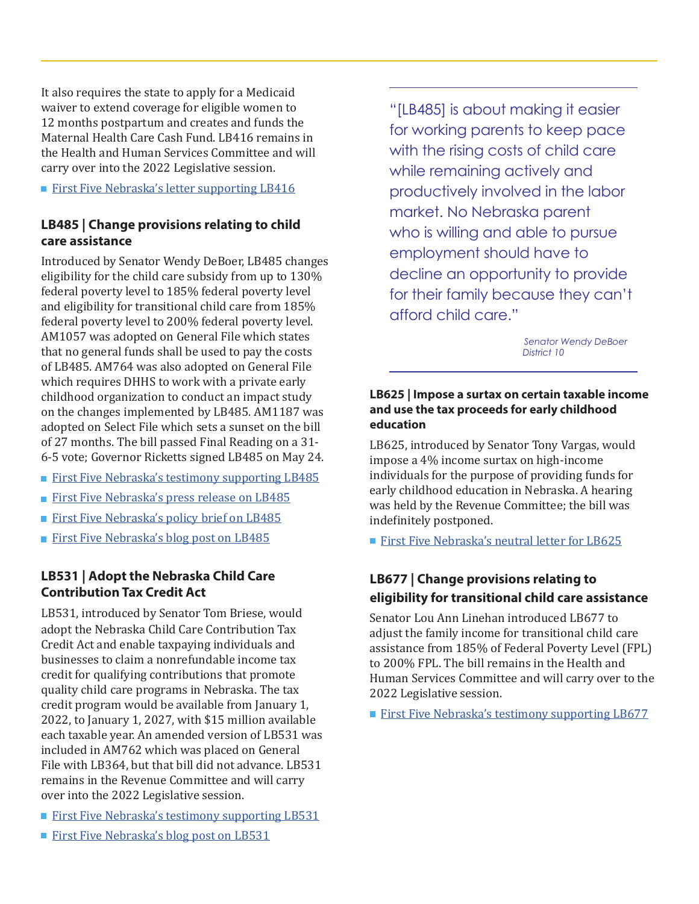It also requires the state to apply for a Medicaid waiver to extend coverage for eligible women to 12 months postpartum and creates and funds the Maternal Health Care Cash Fund. LB416 remains in the Health and Human Services Committee and will carry over into the 2022 Legislative session.

- First Five Nebraska's letter supporting LB416

### LB485 | Change provisions relating to child care assistance

Introduced by Senator Wendy DeBoer, LB485 changes eligibility for the child care subsidy from up to 130% federal poverty level to 185% federal poverty level and eligibility for transitional child care from 185% federal poverty level to 200% federal poverty level. AM1057 was adopted on General File which states that no general funds shall be used to pay the costs of LB485. AM764 was also adopted on General File which requires DHHS to work with a private early childhood organization to conduct an impact study on the changes implemented by LB485. AM1187 was adopted on Select File which sets a sunset on the bill of 27 months. The bill passed Final Reading on a 31-6-5 vote; Governor Ricketts signed LB485 on May 24.

- First Five Nebraska's testimony supporting LB485
- First Five Nebraska's press release on LB485
- First Five Nebraska's policy brief on LB485
- First Five Nebraska's blog post on LB485

### LB531 | Adopt the Nebraska Child Care Contribution Tax Credit Act

LB531, introduced by Senator Tom Briese, would adopt the Nebraska Child Care Contribution Tax Credit Act and enable taxpaying individuals and businesses to claim a nonrefundable income tax credit for qualifying contributions that promote quality child care programs in Nebraska. The tax credit program would be available from January 1, 2022, to January 1, 2027, with $15 million available each taxable year. An amended version of LB531 was included in AM762 which was placed on General File with LB364, but that bill did not advance. LB531 remains in the Revenue Committee and will carry over into the 2022 Legislative session.

- First Five Nebraska's testimony supporting LB531
- First Five Nebraska's blog post on LB531

> "[LB485] is about making it easier for working parents to keep pace with the rising costs of child care while remaining actively and productively involved in the labor market. No Nebraska parent who is willing and able to pursue employment should have to decline an opportunity to provide for their family because they can't afford child care."
>
> *Senator Wendy DeBoer*
> *District 10*

### LB625 | Impose a surtax on certain taxable income and use the tax proceeds for early childhood education

LB625, introduced by Senator Tony Vargas, would impose a 4% income surtax on high-income individuals for the purpose of providing funds for early childhood education in Nebraska. A hearing was held by the Revenue Committee; the bill was indefinitely postponed.

- First Five Nebraska's neutral letter for LB625

### LB677 | Change provisions relating to eligibility for transitional child care assistance

Senator Lou Ann Linehan introduced LB677 to adjust the family income for transitional child care assistance from 185% of Federal Poverty Level (FPL) to 200% FPL. The bill remains in the Health and Human Services Committee and will carry over to the 2022 Legislative session.

- First Five Nebraska's testimony supporting LB677